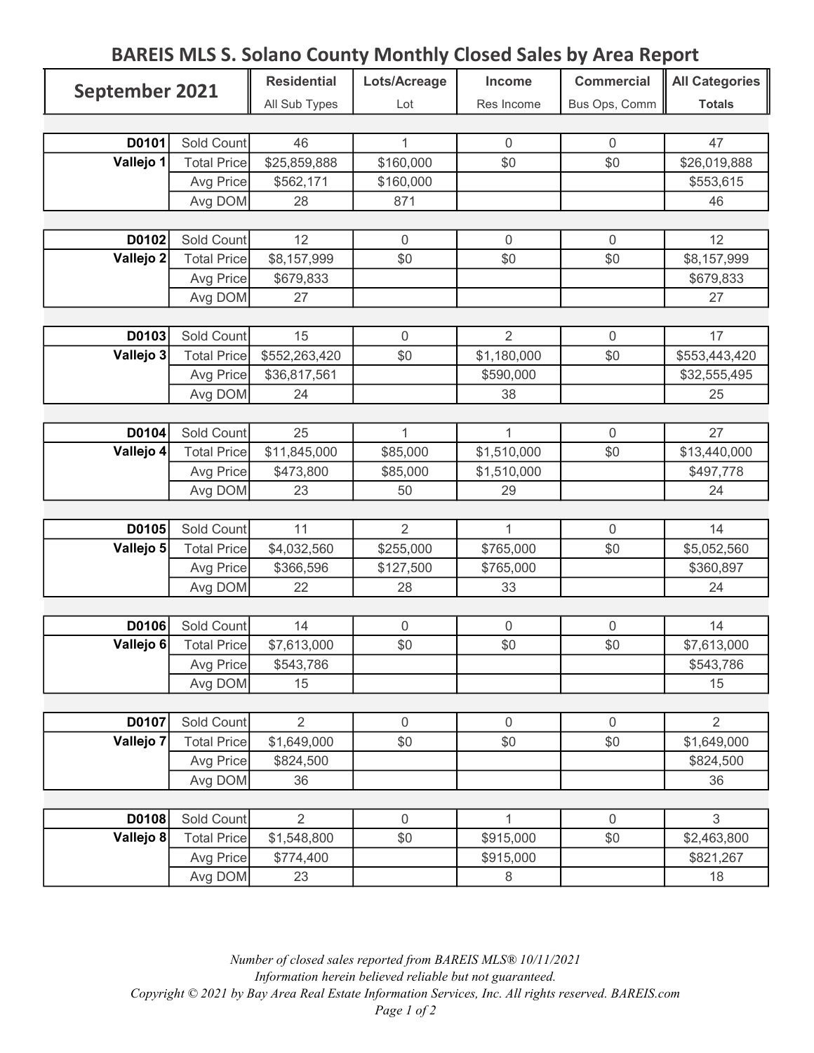# BAREIS MLS S. Solano County Monthly Closed Sales by Area Report

| September 2021 | | Residential<br>All Sub Types | Lots/Acreage<br>Lot | Income<br>Res Income | Commercial<br>Bus Ops, Comm | All Categories<br>Totals |
|---|---|---|---|---|---|---|
| D0101 | Sold Count | 46 | 1 | 0 | 0 | 47 |
| Vallejo 1 | Total Price | $25,859,888 | $160,000 | $0 | $0 | $26,019,888 |
| | Avg Price | $562,171 | $160,000 | | | $553,615 |
| | Avg DOM | 28 | 871 | | | 46 |
| D0102 | Sold Count | 12 | 0 | 0 | 0 | 12 |
| Vallejo 2 | Total Price | $8,157,999 | $0 | $0 | $0 | $8,157,999 |
| | Avg Price | $679,833 | | | | $679,833 |
| | Avg DOM | 27 | | | | 27 |
| D0103 | Sold Count | 15 | 0 | 2 | 0 | 17 |
| Vallejo 3 | Total Price | $552,263,420 | $0 | $1,180,000 | $0 | $553,443,420 |
| | Avg Price | $36,817,561 | | $590,000 | | $32,555,495 |
| | Avg DOM | 24 | | 38 | | 25 |
| D0104 | Sold Count | 25 | 1 | 1 | 0 | 27 |
| Vallejo 4 | Total Price | $11,845,000 | $85,000 | $1,510,000 | $0 | $13,440,000 |
| | Avg Price | $473,800 | $85,000 | $1,510,000 | | $497,778 |
| | Avg DOM | 23 | 50 | 29 | | 24 |
| D0105 | Sold Count | 11 | 2 | 1 | 0 | 14 |
| Vallejo 5 | Total Price | $4,032,560 | $255,000 | $765,000 | $0 | $5,052,560 |
| | Avg Price | $366,596 | $127,500 | $765,000 | | $360,897 |
| | Avg DOM | 22 | 28 | 33 | | 24 |
| D0106 | Sold Count | 14 | 0 | 0 | 0 | 14 |
| Vallejo 6 | Total Price | $7,613,000 | $0 | $0 | $0 | $7,613,000 |
| | Avg Price | $543,786 | | | | $543,786 |
| | Avg DOM | 15 | | | | 15 |
| D0107 | Sold Count | 2 | 0 | 0 | 0 | 2 |
| Vallejo 7 | Total Price | $1,649,000 | $0 | $0 | $0 | $1,649,000 |
| | Avg Price | $824,500 | | | | $824,500 |
| | Avg DOM | 36 | | | | 36 |
| D0108 | Sold Count | 2 | 0 | 1 | 0 | 3 |
| Vallejo 8 | Total Price | $1,548,800 | $0 | $915,000 | $0 | $2,463,800 |
| | Avg Price | $774,400 | | $915,000 | | $821,267 |
| | Avg DOM | 23 | | 8 | | 18 |

*Number of closed sales reported from BAREIS MLS® 10/11/2021*
*Information herein believed reliable but not guaranteed.*
*Copyright © 2021 by Bay Area Real Estate Information Services, Inc. All rights reserved. BAREIS.com*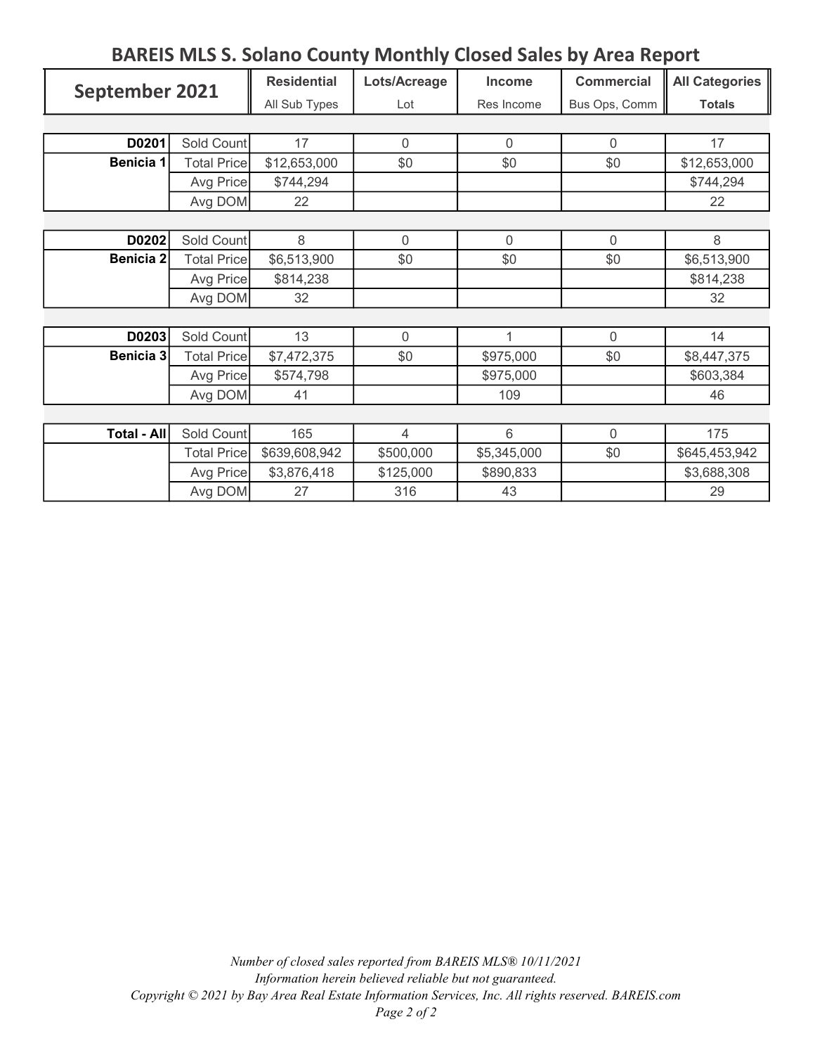# BAREIS MLS S. Solano County Monthly Closed Sales by Area Report

| September 2021 | | Residential<br>All Sub Types | Lots/Acreage<br>Lot | Income<br>Res Income | Commercial<br>Bus Ops, Comm | All Categories<br>Totals |
|---|---|---|---|---|---|---|
| **D0201** | Sold Count | 17 | 0 | 0 | 0 | 17 |
| **Benicia 1** | Total Price | $12,653,000 | $0 | $0 | $0 | $12,653,000 |
| | Avg Price | $744,294 | | | | $744,294 |
| | Avg DOM | 22 | | | | 22 |
| **D0202** | Sold Count | 8 | 0 | 0 | 0 | 8 |
| **Benicia 2** | Total Price | $6,513,900 | $0 | $0 | $0 | $6,513,900 |
| | Avg Price | $814,238 | | | | $814,238 |
| | Avg DOM | 32 | | | | 32 |
| **D0203** | Sold Count | 13 | 0 | 1 | 0 | 14 |
| **Benicia 3** | Total Price | $7,472,375 | $0 | $975,000 | $0 | $8,447,375 |
| | Avg Price | $574,798 | | $975,000 | | $603,384 |
| | Avg DOM | 41 | | 109 | | 46 |
| **Total - All** | Sold Count | 165 | 4 | 6 | 0 | 175 |
| | Total Price | $639,608,942 | $500,000 | $5,345,000 | $0 | $645,453,942 |
| | Avg Price | $3,876,418 | $125,000 | $890,833 | | $3,688,308 |
| | Avg DOM | 27 | 316 | 43 | | 29 |

*Number of closed sales reported from BAREIS MLS® 10/11/2021*
*Information herein believed reliable but not guaranteed.*
*Copyright © 2021 by Bay Area Real Estate Information Services, Inc. All rights reserved. BAREIS.com*